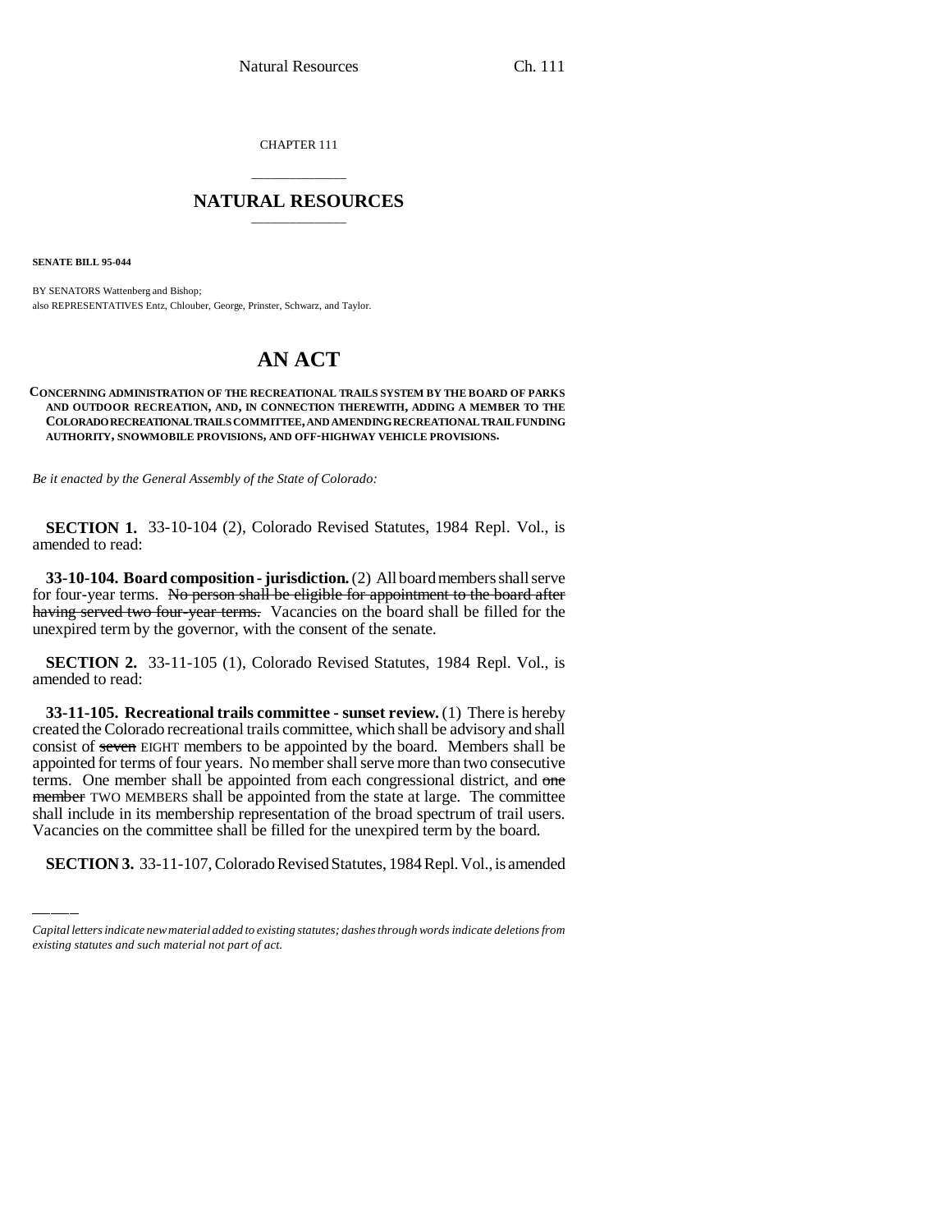CHAPTER 111

# NATURAL RESOURCES

**SENATE BILL 95-044**

BY SENATORS Wattenberg and Bishop;
also REPRESENTATIVES Entz, Chlouber, George, Prinster, Schwarz, and Taylor.

# AN ACT

**CONCERNING ADMINISTRATION OF THE RECREATIONAL TRAILS SYSTEM BY THE BOARD OF PARKS AND OUTDOOR RECREATION, AND, IN CONNECTION THEREWITH, ADDING A MEMBER TO THE COLORADO RECREATIONAL TRAILS COMMITTEE, AND AMENDING RECREATIONAL TRAIL FUNDING AUTHORITY, SNOWMOBILE PROVISIONS, AND OFF-HIGHWAY VEHICLE PROVISIONS.**

*Be it enacted by the General Assembly of the State of Colorado:*

**SECTION 1.** 33-10-104 (2), Colorado Revised Statutes, 1984 Repl. Vol., is amended to read:

**33-10-104. Board composition - jurisdiction.** (2) All board members shall serve for four-year terms. ~~No person shall be eligible for appointment to the board after having served two four-year terms.~~ Vacancies on the board shall be filled for the unexpired term by the governor, with the consent of the senate.

**SECTION 2.** 33-11-105 (1), Colorado Revised Statutes, 1984 Repl. Vol., is amended to read:

**33-11-105. Recreational trails committee - sunset review.** (1) There is hereby created the Colorado recreational trails committee, which shall be advisory and shall consist of ~~seven~~ EIGHT members to be appointed by the board. Members shall be appointed for terms of four years. No member shall serve more than two consecutive terms. One member shall be appointed from each congressional district, and ~~one member~~ TWO MEMBERS shall be appointed from the state at large. The committee shall include in its membership representation of the broad spectrum of trail users. Vacancies on the committee shall be filled for the unexpired term by the board.

**SECTION 3.** 33-11-107, Colorado Revised Statutes, 1984 Repl. Vol., is amended

*Capital letters indicate new material added to existing statutes; dashes through words indicate deletions from existing statutes and such material not part of act.*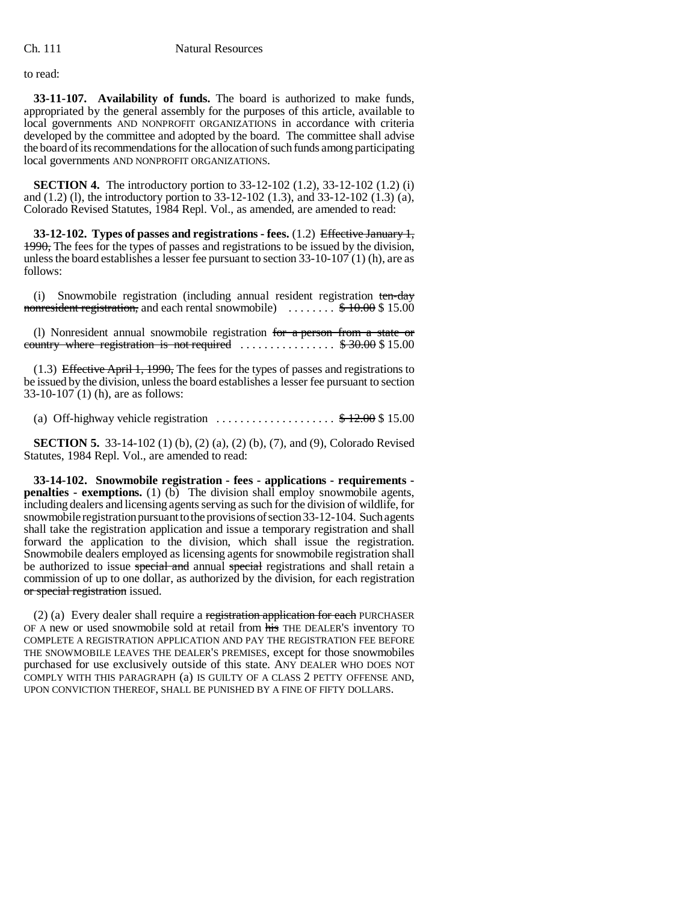to read:

**33-11-107. Availability of funds.** The board is authorized to make funds, appropriated by the general assembly for the purposes of this article, available to local governments AND NONPROFIT ORGANIZATIONS in accordance with criteria developed by the committee and adopted by the board. The committee shall advise the board of its recommendations for the allocation of such funds among participating local governments AND NONPROFIT ORGANIZATIONS.

**SECTION 4.** The introductory portion to 33-12-102 (1.2), 33-12-102 (1.2) (i) and (1.2) (l), the introductory portion to 33-12-102 (1.3), and 33-12-102 (1.3) (a), Colorado Revised Statutes, 1984 Repl. Vol., as amended, are amended to read:

**33-12-102. Types of passes and registrations - fees.** (1.2) ~~Effective January 1, 1990,~~ The fees for the types of passes and registrations to be issued by the division, unless the board establishes a lesser fee pursuant to section 33-10-107 (1) (h), are as follows:

(i) Snowmobile registration (including annual resident registration ~~ten-day nonresident registration,~~ and each rental snowmobile) . . . . . . . . ~~$ 10.00~~ $ 15.00

(l) Nonresident annual snowmobile registration ~~for a person from a state or country where registration is not required~~ . . . . . . . . . . . . . . . . ~~$ 30.00~~ $ 15.00

(1.3) ~~Effective April 1, 1990,~~ The fees for the types of passes and registrations to be issued by the division, unless the board establishes a lesser fee pursuant to section 33-10-107 (1) (h), are as follows:

(a) Off-highway vehicle registration . . . . . . . . . . . . . . . . . . . . ~~$ 12.00~~ $ 15.00

**SECTION 5.** 33-14-102 (1) (b), (2) (a), (2) (b), (7), and (9), Colorado Revised Statutes, 1984 Repl. Vol., are amended to read:

**33-14-102. Snowmobile registration - fees - applications - requirements - penalties - exemptions.** (1) (b) The division shall employ snowmobile agents, including dealers and licensing agents serving as such for the division of wildlife, for snowmobile registration pursuant to the provisions of section 33-12-104. Such agents shall take the registration application and issue a temporary registration and shall forward the application to the division, which shall issue the registration. Snowmobile dealers employed as licensing agents for snowmobile registration shall be authorized to issue ~~special and~~ annual ~~special~~ registrations and shall retain a commission of up to one dollar, as authorized by the division, for each registration ~~or special registration~~ issued.

(2) (a) Every dealer shall require a ~~registration application for each~~ PURCHASER OF A new or used snowmobile sold at retail from ~~his~~ THE DEALER'S inventory TO COMPLETE A REGISTRATION APPLICATION AND PAY THE REGISTRATION FEE BEFORE THE SNOWMOBILE LEAVES THE DEALER'S PREMISES, except for those snowmobiles purchased for use exclusively outside of this state. ANY DEALER WHO DOES NOT COMPLY WITH THIS PARAGRAPH (a) IS GUILTY OF A CLASS 2 PETTY OFFENSE AND, UPON CONVICTION THEREOF, SHALL BE PUNISHED BY A FINE OF FIFTY DOLLARS.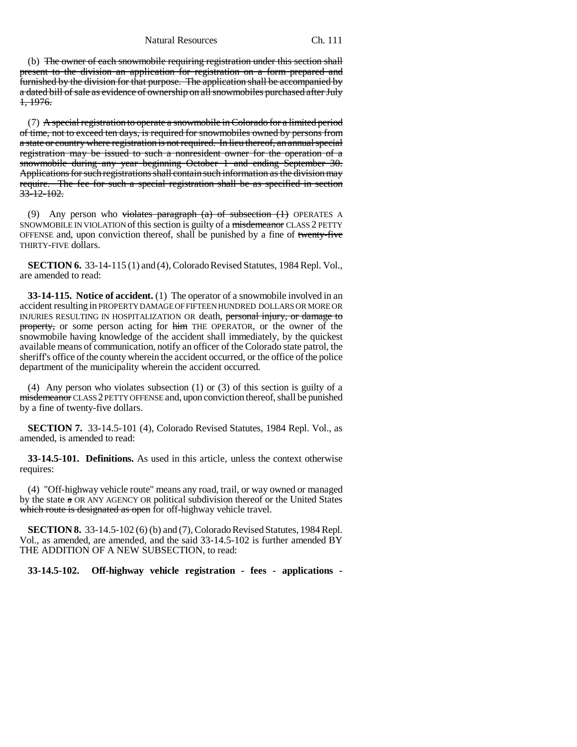(b) ~~The owner of each snowmobile requiring registration under this section shall present to the division an application for registration on a form prepared and furnished by the division for that purpose. The application shall be accompanied by a dated bill of sale as evidence of ownership on all snowmobiles purchased after July 1, 1976.~~

(7) ~~A special registration to operate a snowmobile in Colorado for a limited period of time, not to exceed ten days, is required for snowmobiles owned by persons from a state or country where registration is not required. In lieu thereof, an annual special registration may be issued to such a nonresident owner for the operation of a snowmobile during any year beginning October 1 and ending September 30. Applications for such registrations shall contain such information as the division may require. The fee for such a special registration shall be as specified in section 33-12-102.~~

(9) Any person who ~~violates paragraph (a) of subsection (1)~~ OPERATES A SNOWMOBILE IN VIOLATION of this section is guilty of a ~~misdemeanor~~ CLASS 2 PETTY OFFENSE and, upon conviction thereof, shall be punished by a fine of ~~twenty-five~~ THIRTY-FIVE dollars.

**SECTION 6.** 33-14-115 (1) and (4), Colorado Revised Statutes, 1984 Repl. Vol., are amended to read:

**33-14-115. Notice of accident.** (1) The operator of a snowmobile involved in an accident resulting in PROPERTY DAMAGE OF FIFTEEN HUNDRED DOLLARS OR MORE OR INJURIES RESULTING IN HOSPITALIZATION OR death, ~~personal injury, or damage to property,~~ or some person acting for ~~him~~ THE OPERATOR, or the owner of the snowmobile having knowledge of the accident shall immediately, by the quickest available means of communication, notify an officer of the Colorado state patrol, the sheriff's office of the county wherein the accident occurred, or the office of the police department of the municipality wherein the accident occurred.

(4) Any person who violates subsection (1) or (3) of this section is guilty of a ~~misdemeanor~~ CLASS 2 PETTY OFFENSE and, upon conviction thereof, shall be punished by a fine of twenty-five dollars.

**SECTION 7.** 33-14.5-101 (4), Colorado Revised Statutes, 1984 Repl. Vol., as amended, is amended to read:

**33-14.5-101. Definitions.** As used in this article, unless the context otherwise requires:

(4) "Off-highway vehicle route" means any road, trail, or way owned or managed by the state ~~a~~ OR ANY AGENCY OR political subdivision thereof or the United States ~~which route is designated as open~~ for off-highway vehicle travel.

**SECTION 8.** 33-14.5-102 (6) (b) and (7), Colorado Revised Statutes, 1984 Repl. Vol., as amended, are amended, and the said 33-14.5-102 is further amended BY THE ADDITION OF A NEW SUBSECTION, to read:

**33-14.5-102. Off-highway vehicle registration - fees - applications -**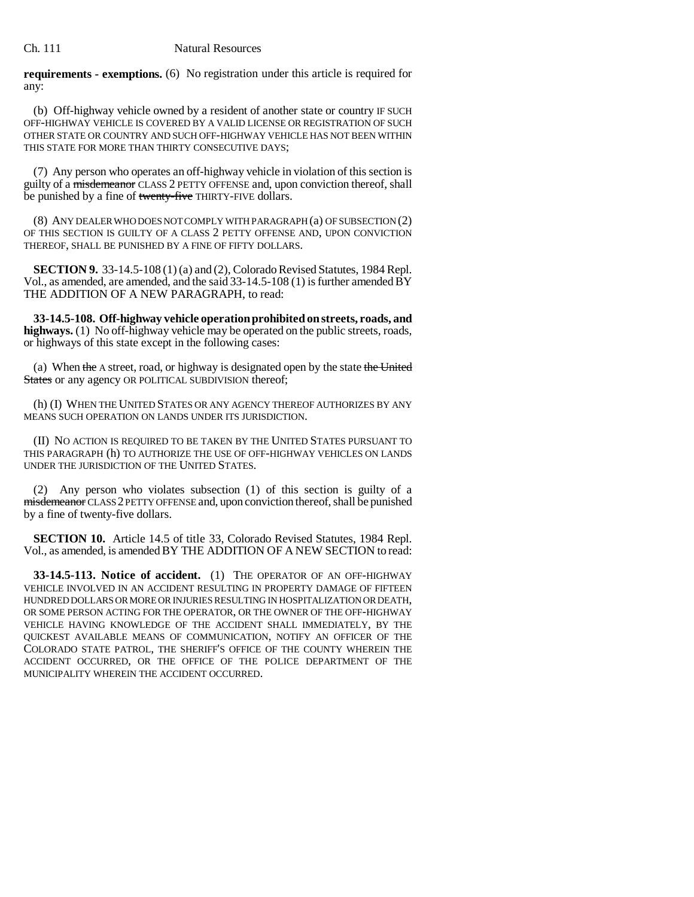**requirements - exemptions.** (6) No registration under this article is required for any:

(b) Off-highway vehicle owned by a resident of another state or country IF SUCH OFF-HIGHWAY VEHICLE IS COVERED BY A VALID LICENSE OR REGISTRATION OF SUCH OTHER STATE OR COUNTRY AND SUCH OFF-HIGHWAY VEHICLE HAS NOT BEEN WITHIN THIS STATE FOR MORE THAN THIRTY CONSECUTIVE DAYS;

(7) Any person who operates an off-highway vehicle in violation of this section is guilty of a ~~misdemeanor~~ CLASS 2 PETTY OFFENSE and, upon conviction thereof, shall be punished by a fine of ~~twenty-five~~ THIRTY-FIVE dollars.

(8) ANY DEALER WHO DOES NOT COMPLY WITH PARAGRAPH (a) OF SUBSECTION (2) OF THIS SECTION IS GUILTY OF A CLASS 2 PETTY OFFENSE AND, UPON CONVICTION THEREOF, SHALL BE PUNISHED BY A FINE OF FIFTY DOLLARS.

**SECTION 9.** 33-14.5-108 (1) (a) and (2), Colorado Revised Statutes, 1984 Repl. Vol., as amended, are amended, and the said 33-14.5-108 (1) is further amended BY THE ADDITION OF A NEW PARAGRAPH, to read:

**33-14.5-108. Off-highway vehicle operation prohibited on streets, roads, and highways.** (1) No off-highway vehicle may be operated on the public streets, roads, or highways of this state except in the following cases:

(a) When ~~the~~ A street, road, or highway is designated open by the state ~~the United States~~ or any agency OR POLITICAL SUBDIVISION thereof;

(h) (I) WHEN THE UNITED STATES OR ANY AGENCY THEREOF AUTHORIZES BY ANY MEANS SUCH OPERATION ON LANDS UNDER ITS JURISDICTION.

(II) NO ACTION IS REQUIRED TO BE TAKEN BY THE UNITED STATES PURSUANT TO THIS PARAGRAPH (h) TO AUTHORIZE THE USE OF OFF-HIGHWAY VEHICLES ON LANDS UNDER THE JURISDICTION OF THE UNITED STATES.

(2) Any person who violates subsection (1) of this section is guilty of a ~~misdemeanor~~ CLASS 2 PETTY OFFENSE and, upon conviction thereof, shall be punished by a fine of twenty-five dollars.

**SECTION 10.** Article 14.5 of title 33, Colorado Revised Statutes, 1984 Repl. Vol., as amended, is amended BY THE ADDITION OF A NEW SECTION to read:

**33-14.5-113. Notice of accident.** (1) THE OPERATOR OF AN OFF-HIGHWAY VEHICLE INVOLVED IN AN ACCIDENT RESULTING IN PROPERTY DAMAGE OF FIFTEEN HUNDRED DOLLARS OR MORE OR INJURIES RESULTING IN HOSPITALIZATION OR DEATH, OR SOME PERSON ACTING FOR THE OPERATOR, OR THE OWNER OF THE OFF-HIGHWAY VEHICLE HAVING KNOWLEDGE OF THE ACCIDENT SHALL IMMEDIATELY, BY THE QUICKEST AVAILABLE MEANS OF COMMUNICATION, NOTIFY AN OFFICER OF THE COLORADO STATE PATROL, THE SHERIFF'S OFFICE OF THE COUNTY WHEREIN THE ACCIDENT OCCURRED, OR THE OFFICE OF THE POLICE DEPARTMENT OF THE MUNICIPALITY WHEREIN THE ACCIDENT OCCURRED.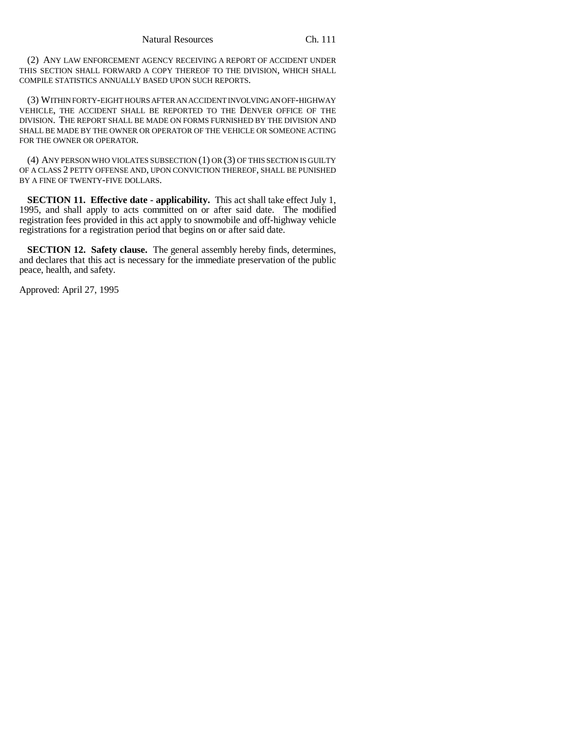(2) ANY LAW ENFORCEMENT AGENCY RECEIVING A REPORT OF ACCIDENT UNDER THIS SECTION SHALL FORWARD A COPY THEREOF TO THE DIVISION, WHICH SHALL COMPILE STATISTICS ANNUALLY BASED UPON SUCH REPORTS.

(3) WITHIN FORTY-EIGHT HOURS AFTER AN ACCIDENT INVOLVING AN OFF-HIGHWAY VEHICLE, THE ACCIDENT SHALL BE REPORTED TO THE DENVER OFFICE OF THE DIVISION. THE REPORT SHALL BE MADE ON FORMS FURNISHED BY THE DIVISION AND SHALL BE MADE BY THE OWNER OR OPERATOR OF THE VEHICLE OR SOMEONE ACTING FOR THE OWNER OR OPERATOR.

(4) ANY PERSON WHO VIOLATES SUBSECTION (1) OR (3) OF THIS SECTION IS GUILTY OF A CLASS 2 PETTY OFFENSE AND, UPON CONVICTION THEREOF, SHALL BE PUNISHED BY A FINE OF TWENTY-FIVE DOLLARS.

**SECTION 11. Effective date - applicability.** This act shall take effect July 1, 1995, and shall apply to acts committed on or after said date. The modified registration fees provided in this act apply to snowmobile and off-highway vehicle registrations for a registration period that begins on or after said date.

**SECTION 12. Safety clause.** The general assembly hereby finds, determines, and declares that this act is necessary for the immediate preservation of the public peace, health, and safety.

Approved: April 27, 1995